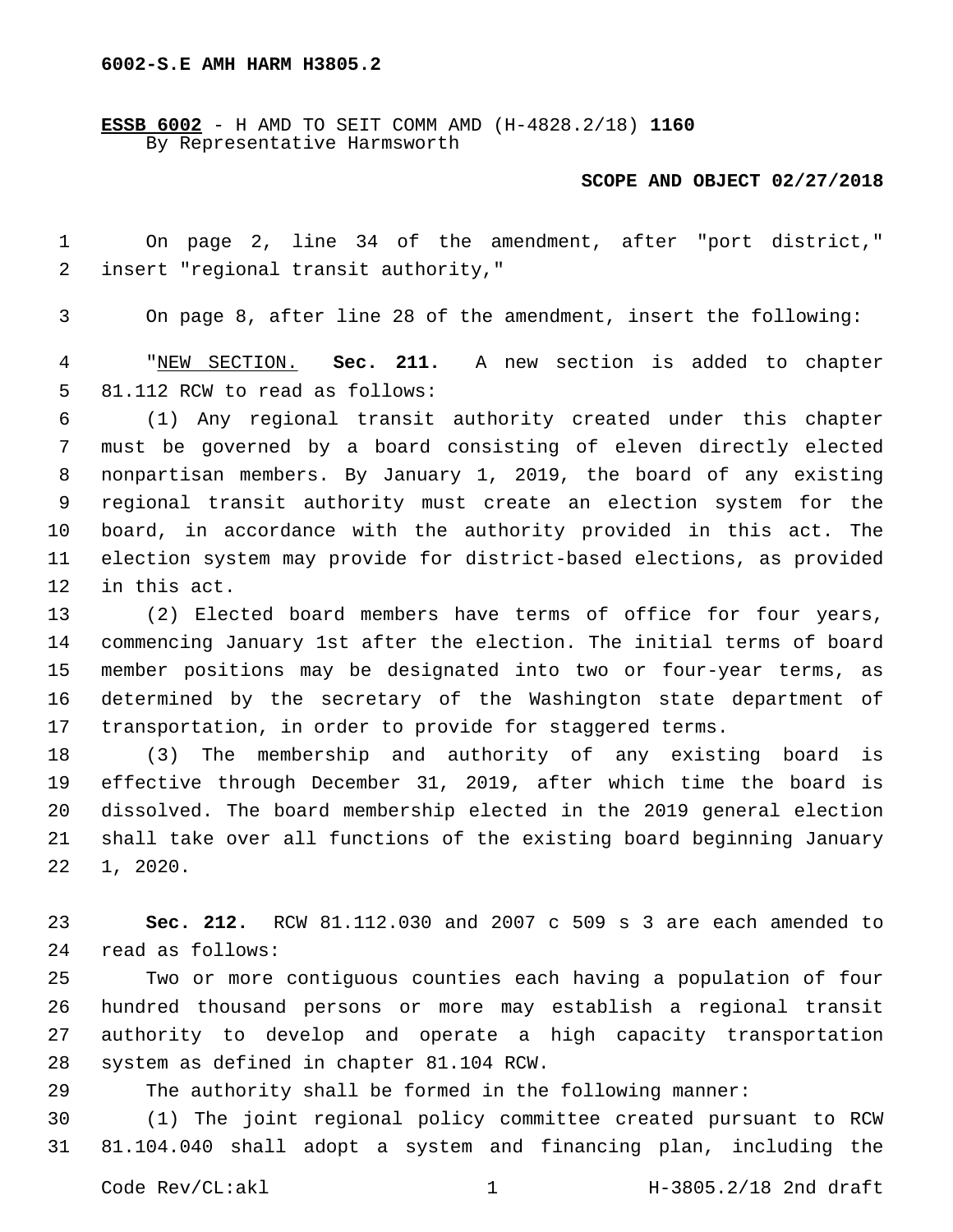**6002-S.E AMH HARM H3805.2**

**ESSB 6002** - H AMD TO SEIT COMM AMD (H-4828.2/18) **1160**
By Representative Harmsworth

**SCOPE AND OBJECT 02/27/2018**

On page 2, line 34 of the amendment, after "port district," insert "regional transit authority,"

On page 8, after line 28 of the amendment, insert the following:

"NEW SECTION. **Sec. 211.** A new section is added to chapter 81.112 RCW to read as follows:

(1) Any regional transit authority created under this chapter must be governed by a board consisting of eleven directly elected nonpartisan members. By January 1, 2019, the board of any existing regional transit authority must create an election system for the board, in accordance with the authority provided in this act. The election system may provide for district-based elections, as provided in this act.

(2) Elected board members have terms of office for four years, commencing January 1st after the election. The initial terms of board member positions may be designated into two or four-year terms, as determined by the secretary of the Washington state department of transportation, in order to provide for staggered terms.

(3) The membership and authority of any existing board is effective through December 31, 2019, after which time the board is dissolved. The board membership elected in the 2019 general election shall take over all functions of the existing board beginning January 1, 2020.

**Sec. 212.** RCW 81.112.030 and 2007 c 509 s 3 are each amended to read as follows:

Two or more contiguous counties each having a population of four hundred thousand persons or more may establish a regional transit authority to develop and operate a high capacity transportation system as defined in chapter 81.104 RCW.

The authority shall be formed in the following manner:

(1) The joint regional policy committee created pursuant to RCW 81.104.040 shall adopt a system and financing plan, including the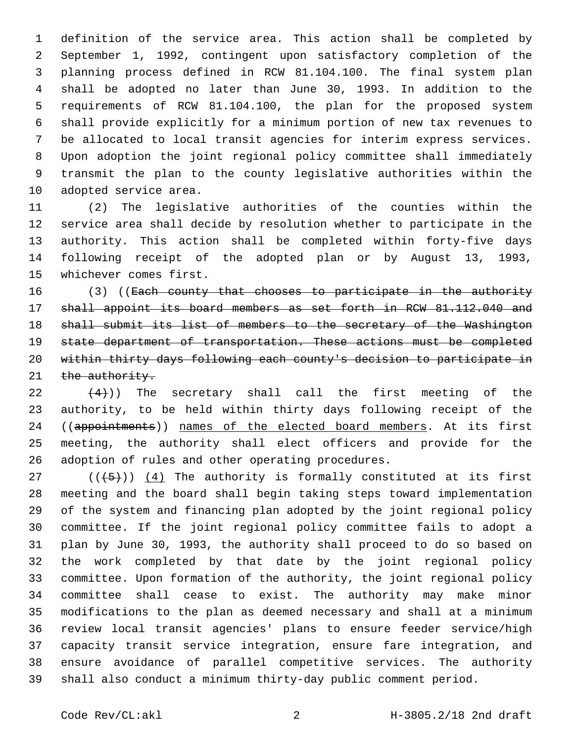definition of the service area. This action shall be completed by September 1, 1992, contingent upon satisfactory completion of the planning process defined in RCW 81.104.100. The final system plan shall be adopted no later than June 30, 1993. In addition to the requirements of RCW 81.104.100, the plan for the proposed system shall provide explicitly for a minimum portion of new tax revenues to be allocated to local transit agencies for interim express services. Upon adoption the joint regional policy committee shall immediately transmit the plan to the county legislative authorities within the adopted service area.

(2) The legislative authorities of the counties within the service area shall decide by resolution whether to participate in the authority. This action shall be completed within forty-five days following receipt of the adopted plan or by August 13, 1993, whichever comes first.

(3) ((~~Each county that chooses to participate in the authority shall appoint its board members as set forth in RCW 81.112.040 and shall submit its list of members to the secretary of the Washington state department of transportation. These actions must be completed within thirty days following each county's decision to participate in the authority.~~

~~(4)~~)) The secretary shall call the first meeting of the authority, to be held within thirty days following receipt of the ((~~appointments~~)) <u>names of the elected board members</u>. At its first meeting, the authority shall elect officers and provide for the adoption of rules and other operating procedures.

((~~(5)~~)) <u>(4)</u> The authority is formally constituted at its first meeting and the board shall begin taking steps toward implementation of the system and financing plan adopted by the joint regional policy committee. If the joint regional policy committee fails to adopt a plan by June 30, 1993, the authority shall proceed to do so based on the work completed by that date by the joint regional policy committee. Upon formation of the authority, the joint regional policy committee shall cease to exist. The authority may make minor modifications to the plan as deemed necessary and shall at a minimum review local transit agencies' plans to ensure feeder service/high capacity transit service integration, ensure fare integration, and ensure avoidance of parallel competitive services. The authority shall also conduct a minimum thirty-day public comment period.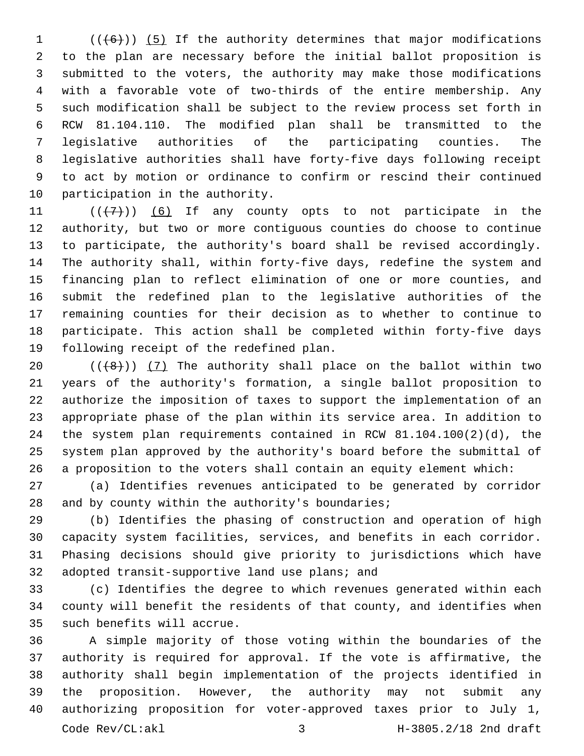(((6))) (5) If the authority determines that major modifications to the plan are necessary before the initial ballot proposition is submitted to the voters, the authority may make those modifications with a favorable vote of two-thirds of the entire membership. Any such modification shall be subject to the review process set forth in RCW 81.104.110. The modified plan shall be transmitted to the legislative authorities of the participating counties. The legislative authorities shall have forty-five days following receipt to act by motion or ordinance to confirm or rescind their continued participation in the authority.

(((7))) (6) If any county opts to not participate in the authority, but two or more contiguous counties do choose to continue to participate, the authority's board shall be revised accordingly. The authority shall, within forty-five days, redefine the system and financing plan to reflect elimination of one or more counties, and submit the redefined plan to the legislative authorities of the remaining counties for their decision as to whether to continue to participate. This action shall be completed within forty-five days following receipt of the redefined plan.

(((8))) (7) The authority shall place on the ballot within two years of the authority's formation, a single ballot proposition to authorize the imposition of taxes to support the implementation of an appropriate phase of the plan within its service area. In addition to the system plan requirements contained in RCW 81.104.100(2)(d), the system plan approved by the authority's board before the submittal of a proposition to the voters shall contain an equity element which:

(a) Identifies revenues anticipated to be generated by corridor and by county within the authority's boundaries;

(b) Identifies the phasing of construction and operation of high capacity system facilities, services, and benefits in each corridor. Phasing decisions should give priority to jurisdictions which have adopted transit-supportive land use plans; and

(c) Identifies the degree to which revenues generated within each county will benefit the residents of that county, and identifies when such benefits will accrue.

A simple majority of those voting within the boundaries of the authority is required for approval. If the vote is affirmative, the authority shall begin implementation of the projects identified in the proposition. However, the authority may not submit any authorizing proposition for voter-approved taxes prior to July 1,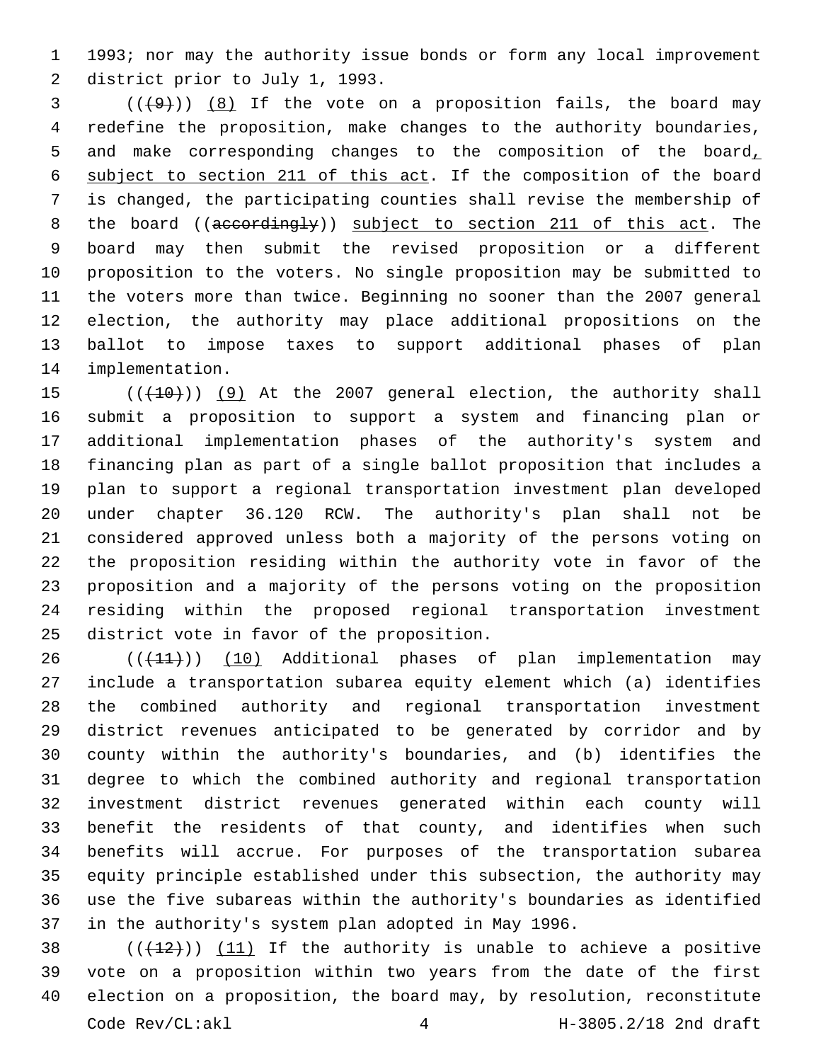1993; nor may the authority issue bonds or form any local improvement district prior to July 1, 1993.

(((9))) (8) If the vote on a proposition fails, the board may redefine the proposition, make changes to the authority boundaries, and make corresponding changes to the composition of the board, subject to section 211 of this act. If the composition of the board is changed, the participating counties shall revise the membership of the board ((accordingly)) subject to section 211 of this act. The board may then submit the revised proposition or a different proposition to the voters. No single proposition may be submitted to the voters more than twice. Beginning no sooner than the 2007 general election, the authority may place additional propositions on the ballot to impose taxes to support additional phases of plan implementation.

(((10))) (9) At the 2007 general election, the authority shall submit a proposition to support a system and financing plan or additional implementation phases of the authority's system and financing plan as part of a single ballot proposition that includes a plan to support a regional transportation investment plan developed under chapter 36.120 RCW. The authority's plan shall not be considered approved unless both a majority of the persons voting on the proposition residing within the authority vote in favor of the proposition and a majority of the persons voting on the proposition residing within the proposed regional transportation investment district vote in favor of the proposition.

(((11))) (10) Additional phases of plan implementation may include a transportation subarea equity element which (a) identifies the combined authority and regional transportation investment district revenues anticipated to be generated by corridor and by county within the authority's boundaries, and (b) identifies the degree to which the combined authority and regional transportation investment district revenues generated within each county will benefit the residents of that county, and identifies when such benefits will accrue. For purposes of the transportation subarea equity principle established under this subsection, the authority may use the five subareas within the authority's boundaries as identified in the authority's system plan adopted in May 1996.

(((12))) (11) If the authority is unable to achieve a positive vote on a proposition within two years from the date of the first election on a proposition, the board may, by resolution, reconstitute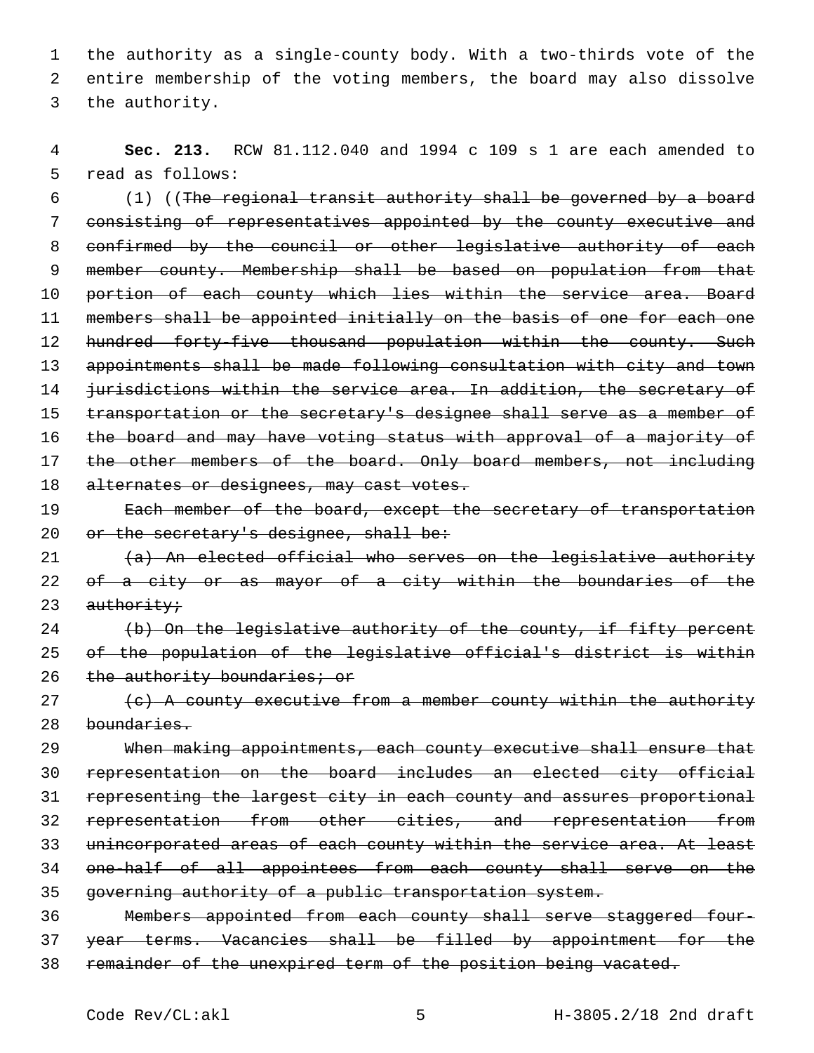the authority as a single-county body. With a two-thirds vote of the entire membership of the voting members, the board may also dissolve the authority.

**Sec. 213.** RCW 81.112.040 and 1994 c 109 s 1 are each amended to read as follows:

(1) ((~~The regional transit authority shall be governed by a board consisting of representatives appointed by the county executive and confirmed by the council or other legislative authority of each member county. Membership shall be based on population from that portion of each county which lies within the service area. Board members shall be appointed initially on the basis of one for each one hundred forty-five thousand population within the county. Such appointments shall be made following consultation with city and town jurisdictions within the service area. In addition, the secretary of transportation or the secretary's designee shall serve as a member of the board and may have voting status with approval of a majority of the other members of the board. Only board members, not including alternates or designees, may cast votes.~~

~~Each member of the board, except the secretary of transportation or the secretary's designee, shall be:~~

~~(a) An elected official who serves on the legislative authority of a city or as mayor of a city within the boundaries of the authority;~~

~~(b) On the legislative authority of the county, if fifty percent of the population of the legislative official's district is within the authority boundaries; or~~

~~(c) A county executive from a member county within the authority boundaries.~~

~~When making appointments, each county executive shall ensure that representation on the board includes an elected city official representing the largest city in each county and assures proportional representation from other cities, and representation from unincorporated areas of each county within the service area. At least one-half of all appointees from each county shall serve on the governing authority of a public transportation system.~~

~~Members appointed from each county shall serve staggered four-year terms. Vacancies shall be filled by appointment for the remainder of the unexpired term of the position being vacated.~~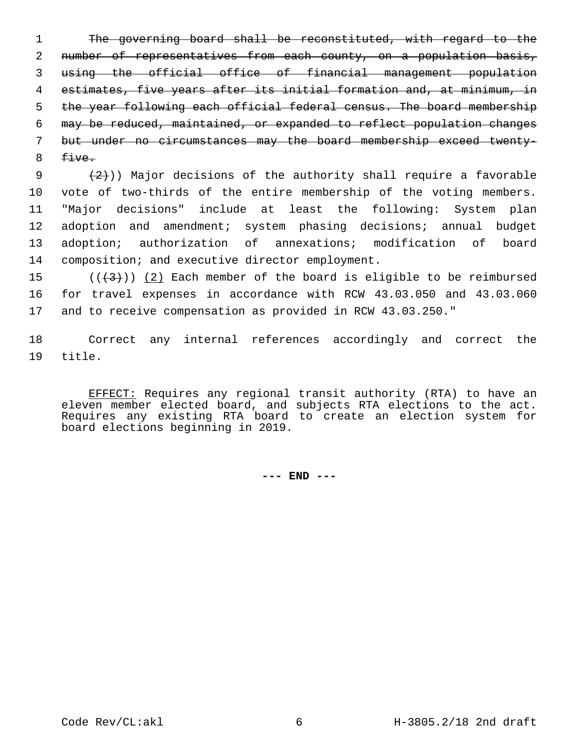~~The governing board shall be reconstituted, with regard to the number of representatives from each county, on a population basis, using the official office of financial management population estimates, five years after its initial formation and, at minimum, in the year following each official federal census. The board membership may be reduced, maintained, or expanded to reflect population changes but under no circumstances may the board membership exceed twenty-five.~~

~~(2)~~)) Major decisions of the authority shall require a favorable vote of two-thirds of the entire membership of the voting members. "Major decisions" include at least the following: System plan adoption and amendment; system phasing decisions; annual budget adoption; authorization of annexations; modification of board composition; and executive director employment.

((~~(3)~~)) <u>(2)</u> Each member of the board is eligible to be reimbursed for travel expenses in accordance with RCW 43.03.050 and 43.03.060 and to receive compensation as provided in RCW 43.03.250."

Correct any internal references accordingly and correct the title.

<u>EFFECT:</u> Requires any regional transit authority (RTA) to have an eleven member elected board, and subjects RTA elections to the act. Requires any existing RTA board to create an election system for board elections beginning in 2019.

**--- END ---**